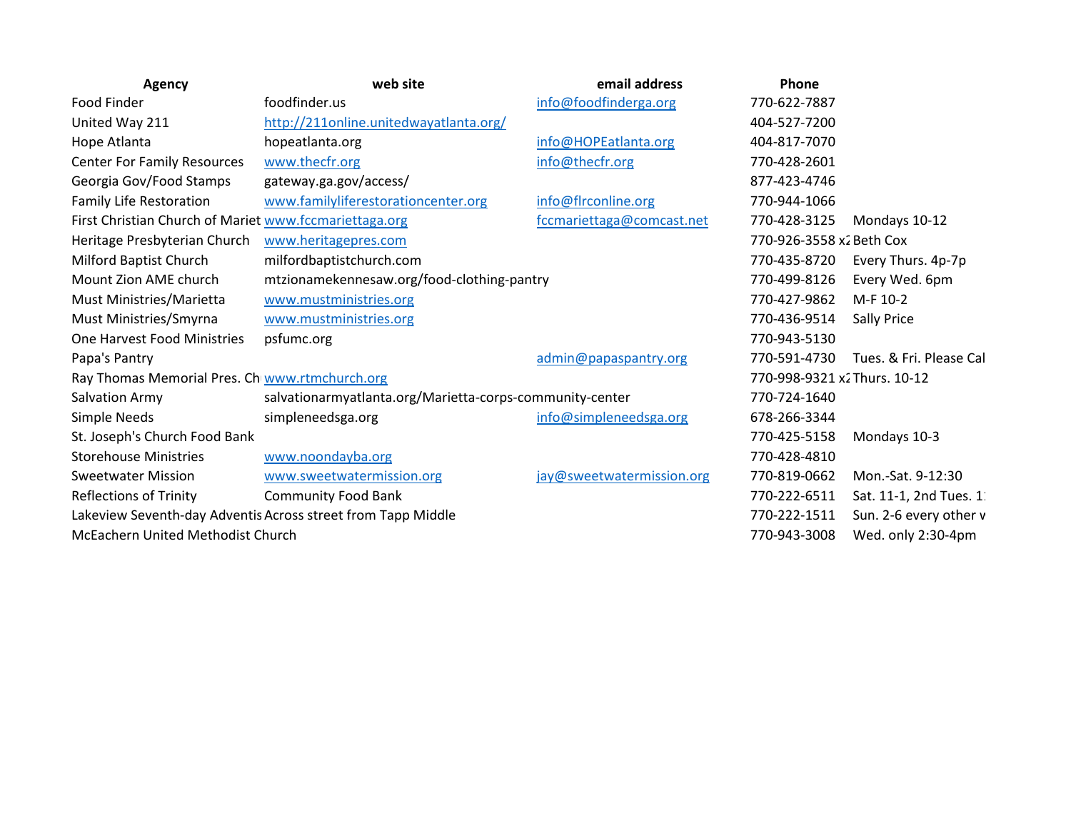| Agency | web site | email address | Phone | |
|---|---|---|---|---|
| Food Finder | foodfinder.us | info@foodfinderga.org | 770-622-7887 | |
| United Way 211 | http://211online.unitedwayatlanta.org/ | | 404-527-7200 | |
| Hope Atlanta | hopeatlanta.org | info@HOPEatlanta.org | 404-817-7070 | |
| Center For Family Resources | www.thecfr.org | info@thecfr.org | 770-428-2601 | |
| Georgia Gov/Food Stamps | gateway.ga.gov/access/ | | 877-423-4746 | |
| Family Life Restoration | www.familyliferestorationcenter.org | info@flrconline.org | 770-944-1066 | |
| First Christian Church of Mariet | www.fccmariettaga.org | fccmariettaga@comcast.net | 770-428-3125 | Mondays 10-12 |
| Heritage Presbyterian Church | www.heritagepres.com | | 770-926-3558 x2 | Beth Cox |
| Milford Baptist Church | milfordbaptistchurch.com | | 770-435-8720 | Every Thurs. 4p-7p |
| Mount Zion AME church | mtzionamekennesaw.org/food-clothing-pantry | | 770-499-8126 | Every Wed. 6pm |
| Must Ministries/Marietta | www.mustministries.org | | 770-427-9862 | M-F 10-2 |
| Must Ministries/Smyrna | www.mustministries.org | | 770-436-9514 | Sally Price |
| One Harvest Food Ministries | psfumc.org | | 770-943-5130 | |
| Papa's Pantry | | admin@papaspantry.org | 770-591-4730 | Tues. & Fri. Please Cal |
| Ray Thomas Memorial Pres. Ch | www.rtmchurch.org | | 770-998-9321 x2 | Thurs. 10-12 |
| Salvation Army | salvationarmyatlanta.org/Marietta-corps-community-center | | 770-724-1640 | |
| Simple Needs | simpleneedsga.org | info@simpleneedsga.org | 678-266-3344 | |
| St. Joseph's Church Food Bank | | | 770-425-5158 | Mondays 10-3 |
| Storehouse Ministries | www.noondayba.org | | 770-428-4810 | |
| Sweetwater Mission | www.sweetwatermission.org | jay@sweetwatermission.org | 770-819-0662 | Mon.-Sat. 9-12:30 |
| Reflections of Trinity | Community Food Bank | | 770-222-6511 | Sat. 11-1, 2nd Tues. 1 |
| Lakeview Seventh-day Adventis | Across street from Tapp Middle | | 770-222-1511 | Sun. 2-6 every other v |
| McEachern United Methodist Church | | | 770-943-3008 | Wed. only 2:30-4pm |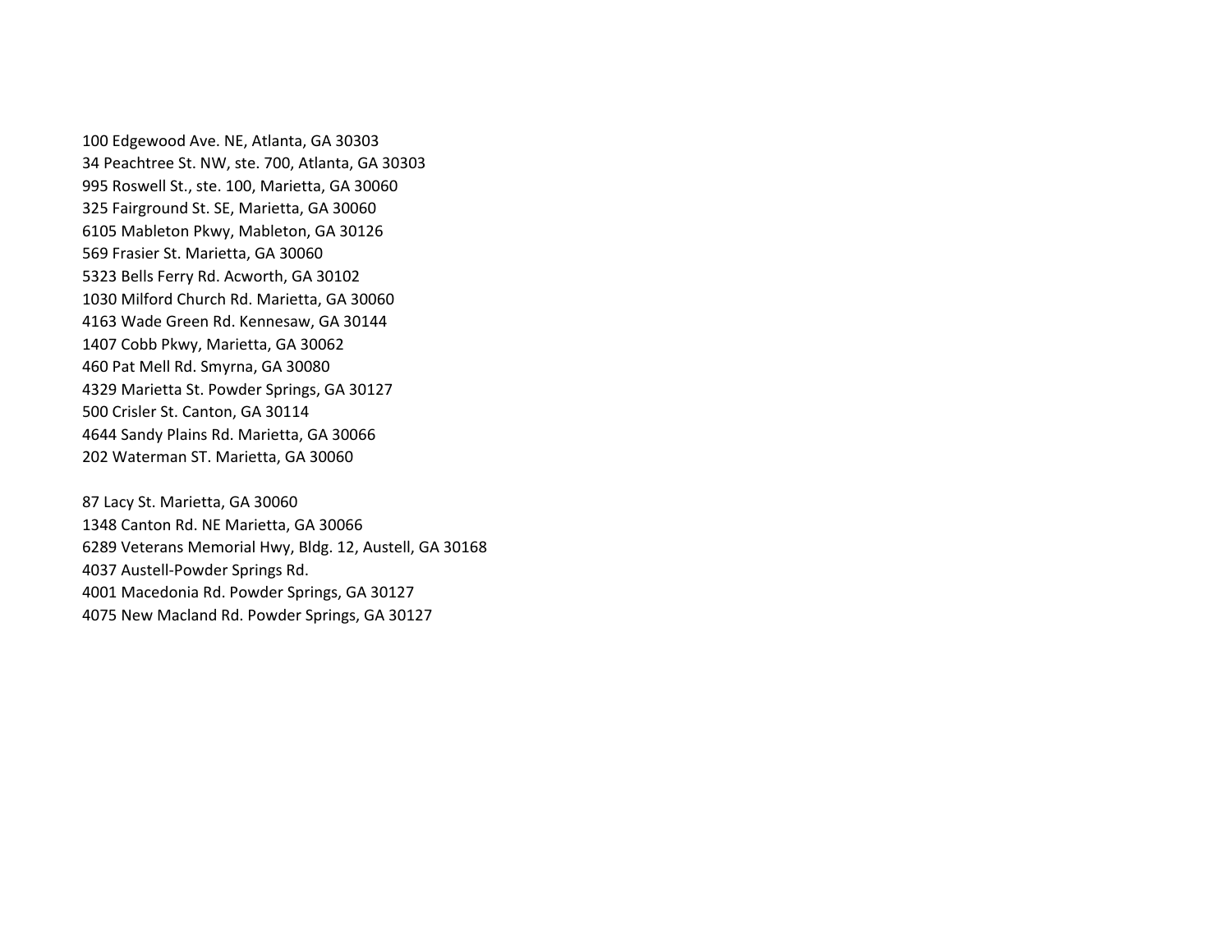100 Edgewood Ave. NE, Atlanta, GA 30303
34 Peachtree St. NW, ste. 700, Atlanta, GA 30303
995 Roswell St., ste. 100, Marietta, GA 30060
325 Fairground St. SE, Marietta, GA 30060
6105 Mableton Pkwy, Mableton, GA 30126
569 Frasier St. Marietta, GA 30060
5323 Bells Ferry Rd. Acworth, GA 30102
1030 Milford Church Rd. Marietta, GA 30060
4163 Wade Green Rd. Kennesaw, GA 30144
1407 Cobb Pkwy, Marietta, GA 30062
460 Pat Mell Rd. Smyrna, GA 30080
4329 Marietta St. Powder Springs, GA 30127
500 Crisler St. Canton, GA 30114
4644 Sandy Plains Rd. Marietta, GA 30066
202 Waterman ST. Marietta, GA 30060

87 Lacy St. Marietta, GA 30060
1348 Canton Rd. NE Marietta, GA 30066
6289 Veterans Memorial Hwy, Bldg. 12, Austell, GA 30168
4037 Austell-Powder Springs Rd.
4001 Macedonia Rd. Powder Springs, GA 30127
4075 New Macland Rd. Powder Springs, GA 30127